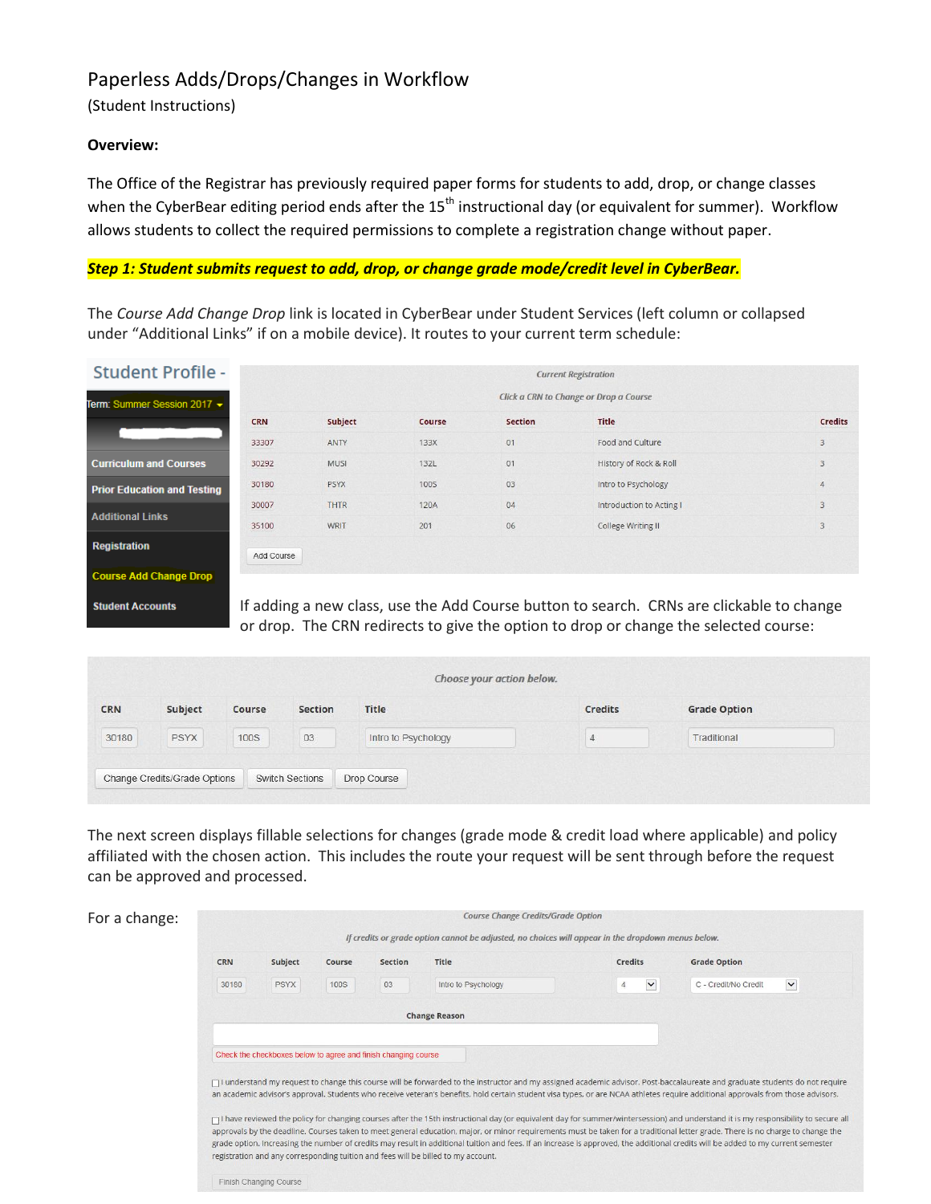# Paperless Adds/Drops/Changes in Workflow

(Student Instructions)

**Overview:**

The Office of the Registrar has previously required paper forms for students to add, drop, or change classes when the CyberBear editing period ends after the 15th instructional day (or equivalent for summer). Workflow allows students to collect the required permissions to complete a registration change without paper.

***Step 1: Student submits request to add, drop, or change grade mode/credit level in CyberBear.***

The *Course Add Change Drop* link is located in CyberBear under Student Services (left column or collapsed under "Additional Links" if on a mobile device). It routes to your current term schedule:

Student Profile -

Term: Summer Session 2017

- Curriculum and Courses
- Prior Education and Testing
- Additional Links
- Registration
- Course Add Change Drop
- Student Accounts

*Current Registration*

*Click a CRN to Change or Drop a Course*

| CRN | Subject | Course | Section | Title | Credits |
|---|---|---|---|---|---|
| 33307 | ANTY | 133X | 01 | Food and Culture | 3 |
| 30292 | MUSI | 132L | 01 | History of Rock & Roll | 3 |
| 30180 | PSYX | 100S | 03 | Intro to Psychology | 4 |
| 30007 | THTR | 120A | 04 | Introduction to Acting I | 3 |
| 35100 | WRIT | 201 | 06 | College Writing II | 3 |

Add Course

If adding a new class, use the Add Course button to search. CRNs are clickable to change or drop. The CRN redirects to give the option to drop or change the selected course:

*Choose your action below.*

| CRN | Subject | Course | Section | Title | Credits | Grade Option |
|---|---|---|---|---|---|---|
| 30180 | PSYX | 100S | 03 | Intro to Psychology | 4 | Traditional |

Change Credits/Grade Options | Switch Sections | Drop Course

The next screen displays fillable selections for changes (grade mode & credit load where applicable) and policy affiliated with the chosen action. This includes the route your request will be sent through before the request can be approved and processed.

For a change:

*Course Change Credits/Grade Option*

*If credits or grade option cannot be adjusted, no choices will appear in the dropdown menus below.*

| CRN | Subject | Course | Section | Title | Credits | Grade Option |
|---|---|---|---|---|---|---|
| 30180 | PSYX | 100S | 03 | Intro to Psychology | 4 | C - Credit/No Credit |

**Change Reason**

Check the checkboxes below to agree and finish changing course

☐ I understand my request to change this course will be forwarded to the instructor and my assigned academic advisor. Post-baccalaureate and graduate students do not require an academic advisor's approval. Students who receive veteran's benefits, hold certain student visa types, or are NCAA athletes require additional approvals from those advisors.

☐ I have reviewed the policy for changing courses after the 15th instructional day (or equivalent day for summer/wintersession) and understand it is my responsibility to secure all approvals by the deadline. Courses taken to meet general education, major, or minor requirements must be taken for a traditional letter grade. There is no charge to change the grade option. Increasing the number of credits may result in additional tuition and fees. If an increase is approved, the additional credits will be added to my current semester registration and any corresponding tuition and fees will be billed to my account.

Finish Changing Course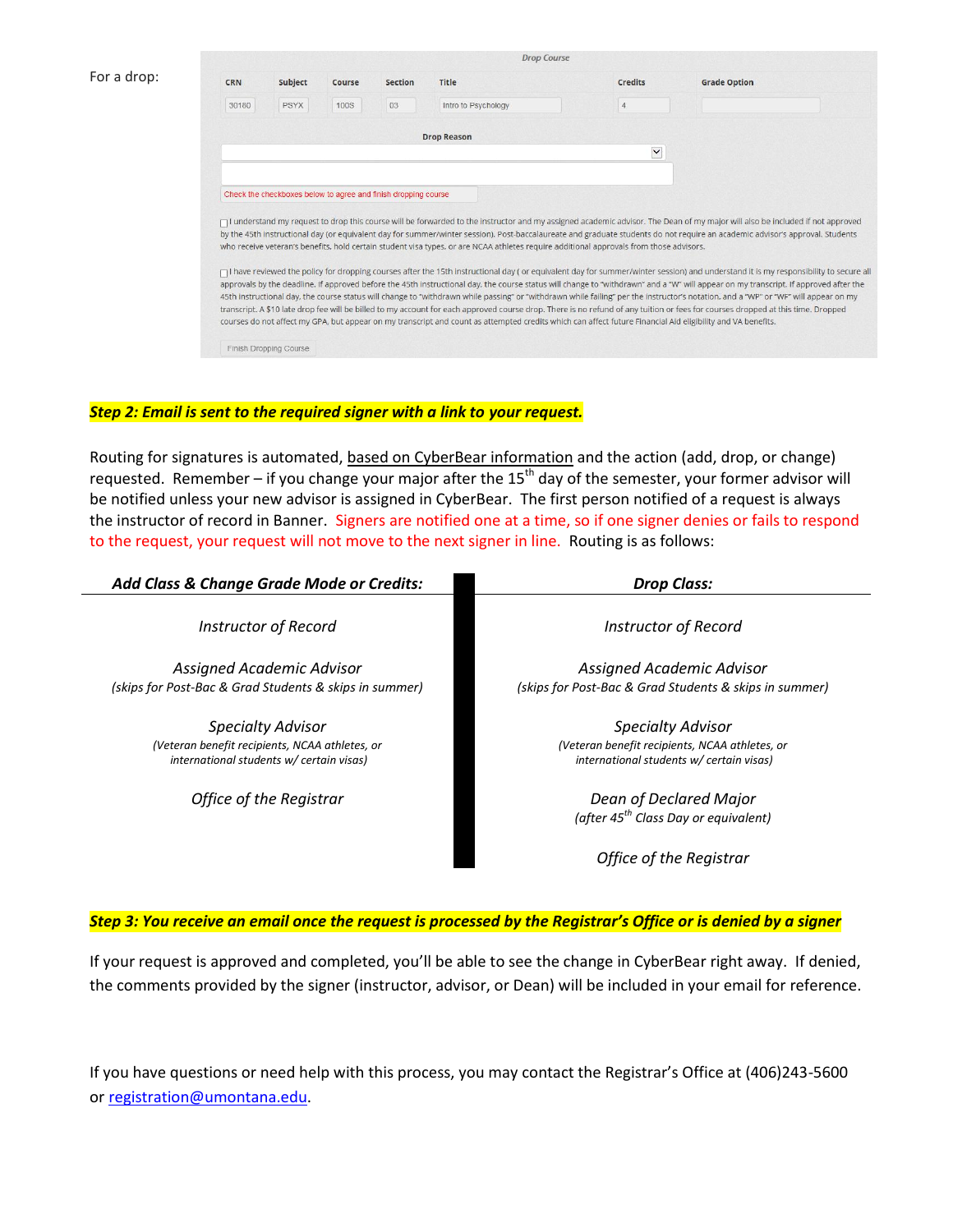For a drop:

Drop Course

| CRN | Subject | Course | Section | Title | Credits | Grade Option |
|---|---|---|---|---|---|---|
| 30180 | PSYX | 100S | 03 | Intro to Psychology | 4 | |

Drop Reason

Check the checkboxes below to agree and finish dropping course

☐ I understand my request to drop this course will be forwarded to the instructor and my assigned academic advisor. The Dean of my major will also be included if not approved by the 45th instructional day (or equivalent day for summer/winter session). Post-baccalaureate and graduate students do not require an academic advisor's approval. Students who receive veteran's benefits, hold certain student visa types, or are NCAA athletes require additional approvals from those advisors.

☐ I have reviewed the policy for dropping courses after the 15th instructional day ( or equivalent day for summer/winter session) and understand it is my responsibility to secure all approvals by the deadline. If approved before the 45th instructional day, the course status will change to "withdrawn" and a "W" will appear on my transcript. If approved after the 45th instructional day, the course status will change to "withdrawn while passing" or "withdrawn while failing" per the instructor's notation, and a "WP" or "WF" will appear on my transcript. A $10 late drop fee will be billed to my account for each approved course drop. There is no refund of any tuition or fees for courses dropped at this time. Dropped courses do not affect my GPA, but appear on my transcript and count as attempted credits which can affect future Financial Aid eligibility and VA benefits.

Finish Dropping Course

***Step 2: Email is sent to the required signer with a link to your request.***

Routing for signatures is automated, based on CyberBear information and the action (add, drop, or change) requested. Remember – if you change your major after the 15th day of the semester, your former advisor will be notified unless your new advisor is assigned in CyberBear. The first person notified of a request is always the instructor of record in Banner. Signers are notified one at a time, so if one signer denies or fails to respond to the request, your request will not move to the next signer in line. Routing is as follows:

| *Add Class & Change Grade Mode or Credits:* | *Drop Class:* |
|---|---|
| *Instructor of Record* | *Instructor of Record* |
| *Assigned Academic Advisor* (skips for Post-Bac & Grad Students & skips in summer) | *Assigned Academic Advisor* (skips for Post-Bac & Grad Students & skips in summer) |
| *Specialty Advisor* (Veteran benefit recipients, NCAA athletes, or international students w/ certain visas) | *Specialty Advisor* (Veteran benefit recipients, NCAA athletes, or international students w/ certain visas) |
| *Office of the Registrar* | *Dean of Declared Major* (after 45th Class Day or equivalent) |
| | *Office of the Registrar* |

***Step 3: You receive an email once the request is processed by the Registrar's Office or is denied by a signer***

If your request is approved and completed, you'll be able to see the change in CyberBear right away. If denied, the comments provided by the signer (instructor, advisor, or Dean) will be included in your email for reference.

If you have questions or need help with this process, you may contact the Registrar's Office at (406)243-5600 or registration@umontana.edu.